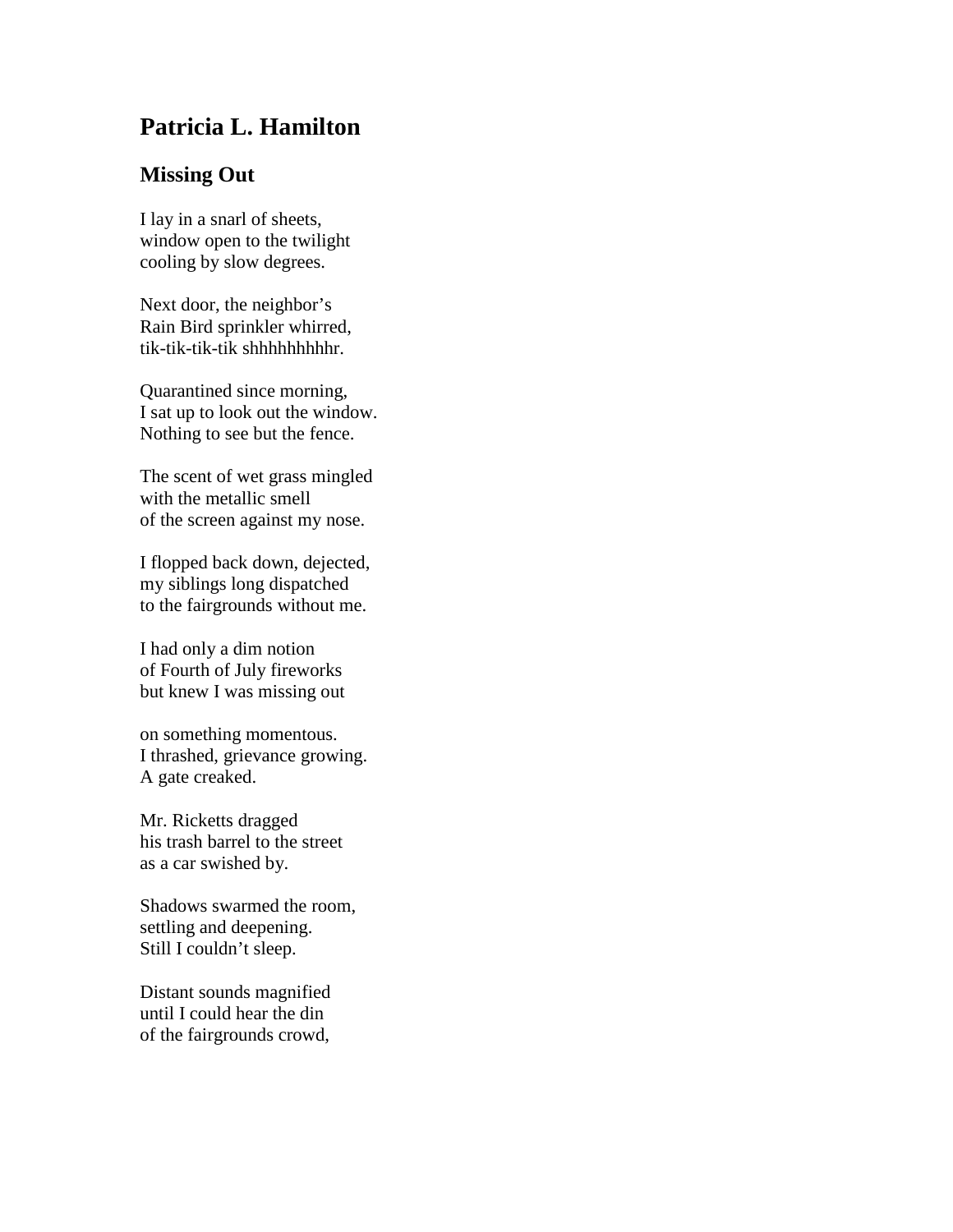# Patricia L. Hamilton

## Missing Out

I lay in a snarl of sheets,  
window open to the twilight  
cooling by slow degrees.

Next door, the neighbor's  
Rain Bird sprinkler whirred,  
tik-tik-tik-tik shhhhhhhhhr.

Quarantined since morning,  
I sat up to look out the window.  
Nothing to see but the fence.

The scent of wet grass mingled  
with the metallic smell  
of the screen against my nose.

I flopped back down, dejected,  
my siblings long dispatched  
to the fairgrounds without me.

I had only a dim notion  
of Fourth of July fireworks  
but knew I was missing out

on something momentous.  
I thrashed, grievance growing.  
A gate creaked.

Mr. Ricketts dragged  
his trash barrel to the street  
as a car swished by.

Shadows swarmed the room,  
settling and deepening.  
Still I couldn't sleep.

Distant sounds magnified  
until I could hear the din  
of the fairgrounds crowd,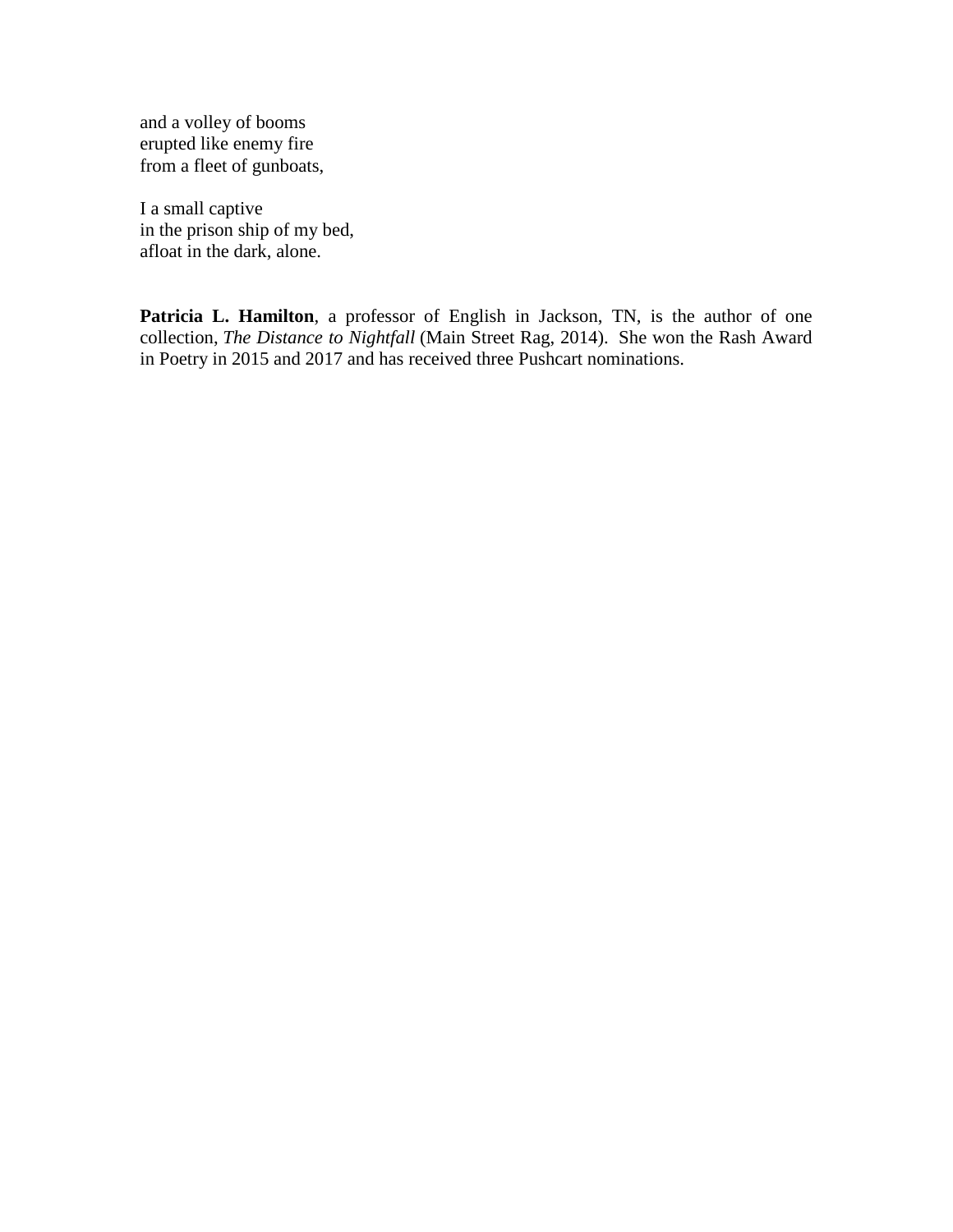and a volley of booms  
erupted like enemy fire  
from a fleet of gunboats,

I a small captive  
in the prison ship of my bed,  
afloat in the dark, alone.

**Patricia L. Hamilton**, a professor of English in Jackson, TN, is the author of one collection, *The Distance to Nightfall* (Main Street Rag, 2014). She won the Rash Award in Poetry in 2015 and 2017 and has received three Pushcart nominations.